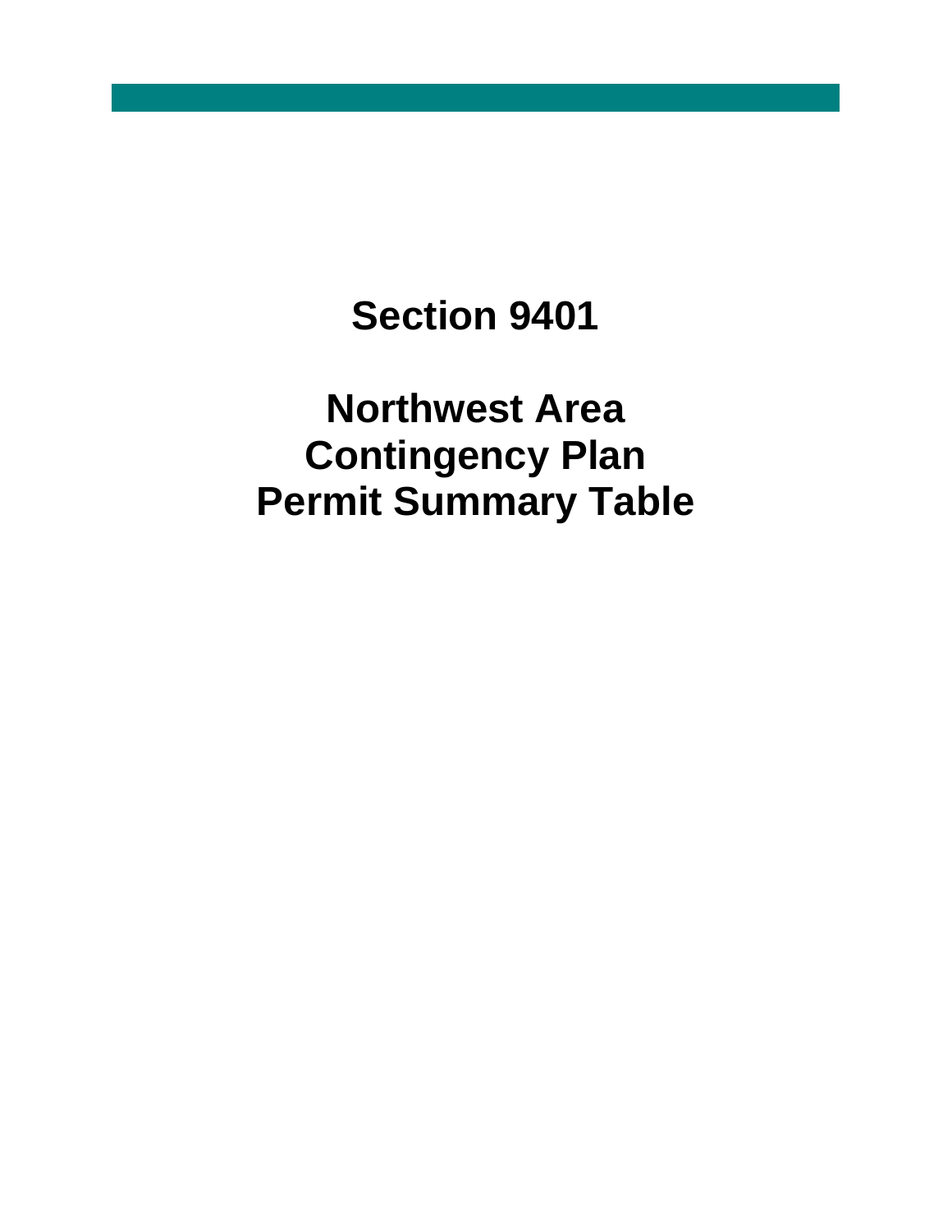# Section 9401

# Northwest Area Contingency Plan Permit Summary Table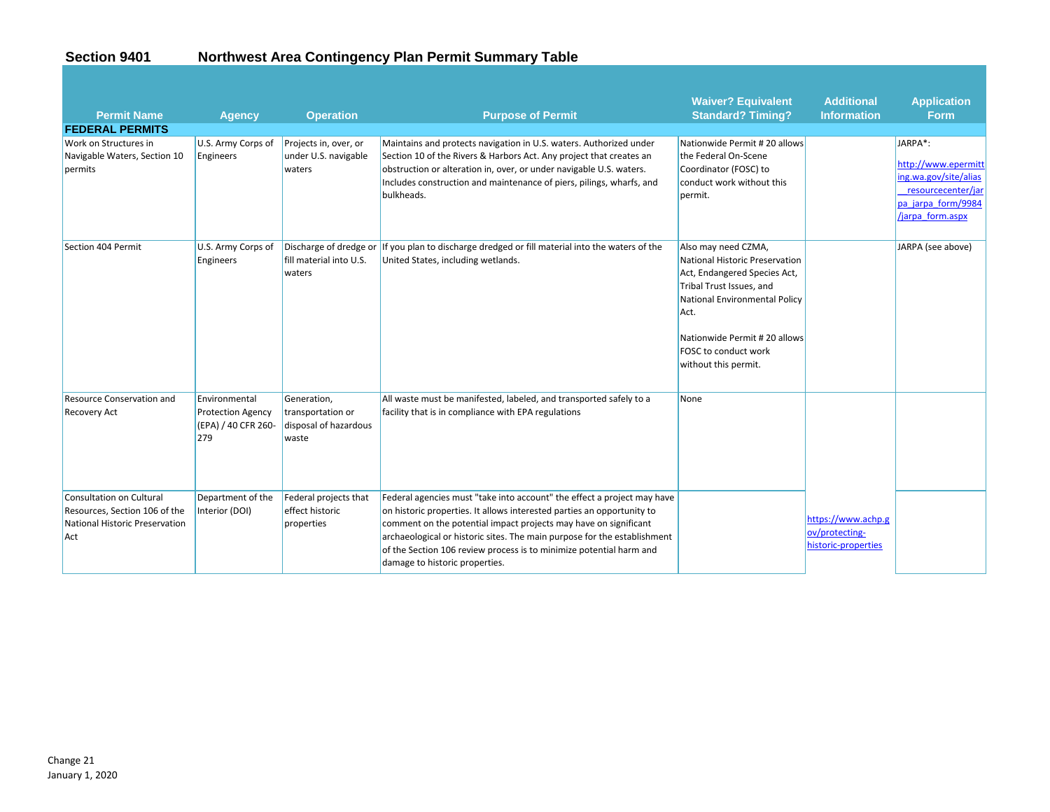## Section 9401 Northwest Area Contingency Plan Permit Summary Table

| Permit Name | Agency | Operation | Purpose of Permit | Waiver? Equivalent Standard? Timing? | Additional Information | Application Form |
|---|---|---|---|---|---|---|
| **FEDERAL PERMITS** | | | | | | |
| Work on Structures in Navigable Waters, Section 10 permits | U.S. Army Corps of Engineers | Projects in, over, or under U.S. navigable waters | Maintains and protects navigation in U.S. waters. Authorized under Section 10 of the Rivers & Harbors Act. Any project that creates an obstruction or alteration in, over, or under navigable U.S. waters. Includes construction and maintenance of piers, pilings, wharfs, and bulkheads. | Nationwide Permit # 20 allows the Federal On-Scene Coordinator (FOSC) to conduct work without this permit. | | JARPA*: http://www.epermitting.wa.gov/site/alias__resourcecenter/jarpa_jarpa_form/9984/jarpa_form.aspx |
| Section 404 Permit | U.S. Army Corps of Engineers | Discharge of dredge or fill material into U.S. waters | If you plan to discharge dredged or fill material into the waters of the United States, including wetlands. | Also may need CZMA, National Historic Preservation Act, Endangered Species Act, Tribal Trust Issues, and National Environmental Policy Act.<br><br>Nationwide Permit # 20 allows FOSC to conduct work without this permit. | | JARPA (see above) |
| Resource Conservation and Recovery Act | Environmental Protection Agency (EPA) / 40 CFR 260-279 | Generation, transportation or disposal of hazardous waste | All waste must be manifested, labeled, and transported safely to a facility that is in compliance with EPA regulations | None | | |
| Consultation on Cultural Resources, Section 106 of the National Historic Preservation Act | Department of the Interior (DOI) | Federal projects that effect historic properties | Federal agencies must "take into account" the effect a project may have on historic properties. It allows interested parties an opportunity to comment on the potential impact projects may have on significant archaeological or historic sites. The main purpose for the establishment of the Section 106 review process is to minimize potential harm and damage to historic properties. | | https://www.achp.gov/protecting-historic-properties | |

Change 21
January 1, 2020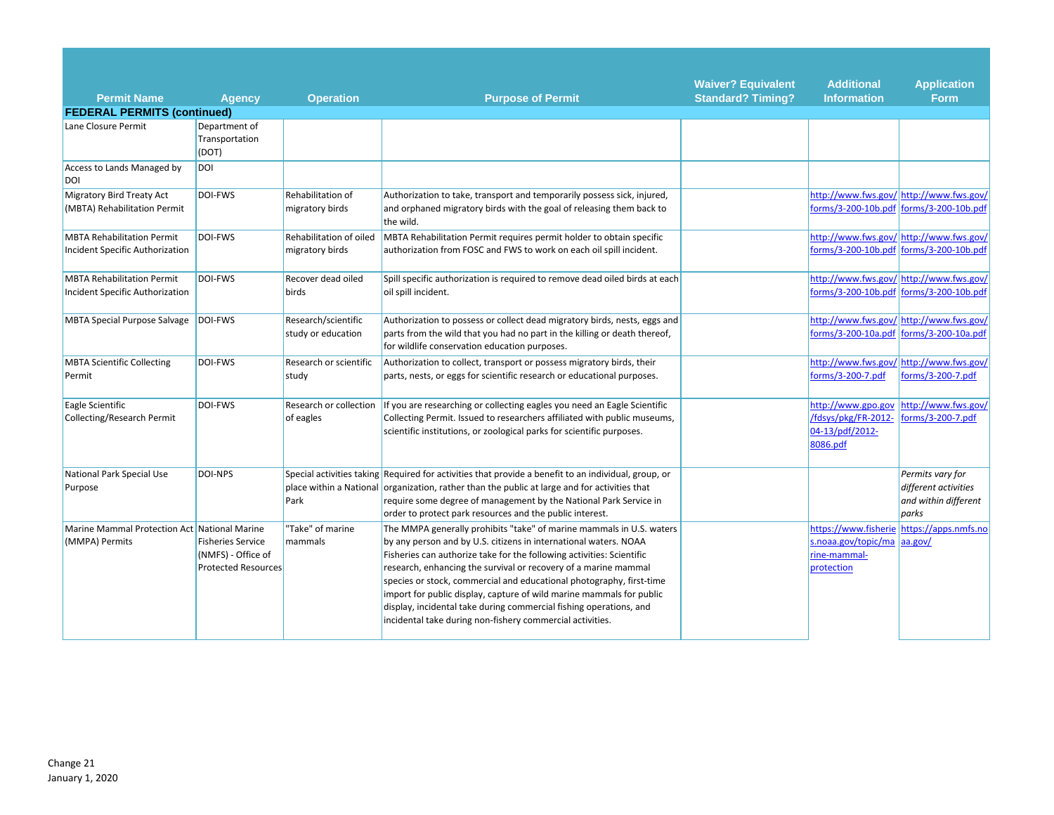| Permit Name | Agency | Operation | Purpose of Permit | Waiver? Equivalent Standard? Timing? | Additional Information | Application Form |
|---|---|---|---|---|---|---|
| **FEDERAL PERMITS (continued)** | | | | | | |
| Lane Closure Permit | Department of Transportation (DOT) | | | | | |
| Access to Lands Managed by DOI | DOI | | | | | |
| Migratory Bird Treaty Act (MBTA) Rehabilitation Permit | DOI-FWS | Rehabilitation of migratory birds | Authorization to take, transport and temporarily possess sick, injured, and orphaned migratory birds with the goal of releasing them back to the wild. | | http://www.fws.gov/forms/3-200-10b.pdf | http://www.fws.gov/forms/3-200-10b.pdf |
| MBTA Rehabilitation Permit Incident Specific Authorization | DOI-FWS | Rehabilitation of oiled migratory birds | MBTA Rehabilitation Permit requires permit holder to obtain specific authorization from FOSC and FWS to work on each oil spill incident. | | http://www.fws.gov/forms/3-200-10b.pdf | http://www.fws.gov/forms/3-200-10b.pdf |
| MBTA Rehabilitation Permit Incident Specific Authorization | DOI-FWS | Recover dead oiled birds | Spill specific authorization is required to remove dead oiled birds at each oil spill incident. | | http://www.fws.gov/forms/3-200-10b.pdf | http://www.fws.gov/forms/3-200-10b.pdf |
| MBTA Special Purpose Salvage | DOI-FWS | Research/scientific study or education | Authorization to possess or collect dead migratory birds, nests, eggs and parts from the wild that you had no part in the killing or death thereof, for wildlife conservation education purposes. | | http://www.fws.gov/forms/3-200-10a.pdf | http://www.fws.gov/forms/3-200-10a.pdf |
| MBTA Scientific Collecting Permit | DOI-FWS | Research or scientific study | Authorization to collect, transport or possess migratory birds, their parts, nests, or eggs for scientific research or educational purposes. | | http://www.fws.gov/forms/3-200-7.pdf | http://www.fws.gov/forms/3-200-7.pdf |
| Eagle Scientific Collecting/Research Permit | DOI-FWS | Research or collection of eagles | If you are researching or collecting eagles you need an Eagle Scientific Collecting Permit. Issued to researchers affiliated with public museums, scientific institutions, or zoological parks for scientific purposes. | | http://www.gpo.gov/fdsys/pkg/FR-2012-04-13/pdf/2012-8086.pdf | http://www.fws.gov/forms/3-200-7.pdf |
| National Park Special Use Purpose | DOI-NPS | Special activities taking place within a National Park | Required for activities that provide a benefit to an individual, group, or organization, rather than the public at large and for activities that require some degree of management by the National Park Service in order to protect park resources and the public interest. | | | *Permits vary for different activities and within different parks* |
| Marine Mammal Protection Act (MMPA) Permits | National Marine Fisheries Service (NMFS) - Office of Protected Resources | "Take" of marine mammals | The MMPA generally prohibits "take" of marine mammals in U.S. waters by any person and by U.S. citizens in international waters. NOAA Fisheries can authorize take for the following activities: Scientific research, enhancing the survival or recovery of a marine mammal species or stock, commercial and educational photography, first-time import for public display, capture of wild marine mammals for public display, incidental take during commercial fishing operations, and incidental take during non-fishery commercial activities. | | https://www.fisheries.noaa.gov/topic/marine-mammal-protection | https://apps.nmfs.noaa.gov/ |

Change 21
January 1, 2020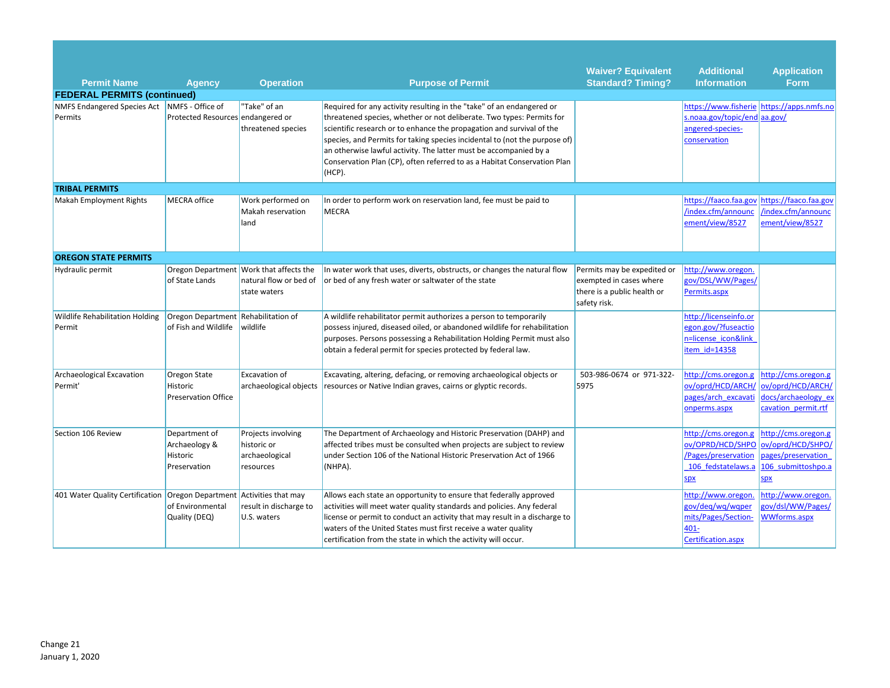| Permit Name | Agency | Operation | Purpose of Permit | Waiver? Equivalent Standard? Timing? | Additional Information | Application Form |
|---|---|---|---|---|---|---|
| **FEDERAL PERMITS (continued)** | | | | | | |
| NMFS Endangered Species Act Permits | NMFS - Office of Protected Resources | "Take" of an endangered or threatened species | Required for any activity resulting in the "take" of an endangered or threatened species, whether or not deliberate. Two types: Permits for scientific research or to enhance the propagation and survival of the species, and Permits for taking species incidental to (not the purpose of) an otherwise lawful activity. The latter must be accompanied by a Conservation Plan (CP), often referred to as a Habitat Conservation Plan (HCP). | | https://www.fisheries.noaa.gov/topic/endangered-species-conservation | https://apps.nmfs.noaa.gov/ |
| **TRIBAL PERMITS** | | | | | | |
| Makah Employment Rights | MECRA office | Work performed on Makah reservation land | In order to perform work on reservation land, fee must be paid to MECRA | | https://faaco.faa.gov/index.cfm/announcement/view/8527 | https://faaco.faa.gov/index.cfm/announcement/view/8527 |
| **OREGON STATE PERMITS** | | | | | | |
| Hydraulic permit | Oregon Department of State Lands | Work that affects the natural flow or bed of state waters | In water work that uses, diverts, obstructs, or changes the natural flow or bed of any fresh water or saltwater of the state | Permits may be expedited or exempted in cases where there is a public health or safety risk. | http://www.oregon.gov/DSL/WW/Pages/Permits.aspx | |
| Wildlife Rehabilitation Holding Permit | Oregon Department of Fish and Wildlife | Rehabilitation of wildlife | A wildlife rehabilitator permit authorizes a person to temporarily possess injured, diseased oiled, or abandoned wildlife for rehabilitation purposes. Persons possessing a Rehabilitation Holding Permit must also obtain a federal permit for species protected by federal law. | | http://licenseinfo.oregon.gov/?fuseaction=license_icon&link_item_id=14358 | |
| Archaeological Excavation Permit' | Oregon State Historic Preservation Office | Excavation of archaeological objects | Excavating, altering, defacing, or removing archaeological objects or resources or Native Indian graves, cairns or glyptic records. | 503-986-0674 or 971-322-5975 | http://cms.oregon.gov/oprd/HCD/ARCH/pages/arch_excavationperms.aspx | http://cms.oregon.gov/oprd/HCD/ARCH/docs/archaeology_excavation_permit.rtf |
| Section 106 Review | Department of Archaeology & Historic Preservation | Projects involving historic or archaeological resources | The Department of Archaeology and Historic Preservation (DAHP) and affected tribes must be consulted when projects are subject to review under Section 106 of the National Historic Preservation Act of 1966 (NHPA). | | http://cms.oregon.gov/OPRD/HCD/SHPO/Pages/preservation_106_fedstatelaws.aspx | http://cms.oregon.gov/oprd/HCD/SHPO/pages/preservation_106_submittoshpo.aspx |
| 401 Water Quality Certification | Oregon Department of Environmental Quality (DEQ) | Activities that may result in discharge to U.S. waters | Allows each state an opportunity to ensure that federally approved activities will meet water quality standards and policies. Any federal license or permit to conduct an activity that may result in a discharge to waters of the United States must first receive a water quality certification from the state in which the activity will occur. | | http://www.oregon.gov/deq/wq/wqpermits/Pages/Section-401-Certification.aspx | http://www.oregon.gov/dsl/WW/Pages/WWforms.aspx |

Change 21
January 1, 2020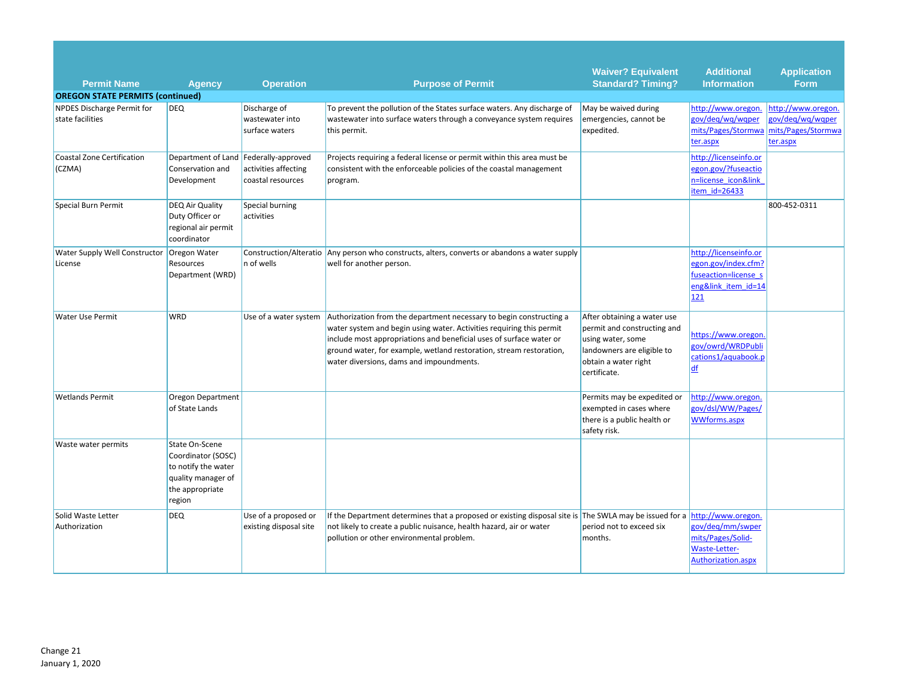| Permit Name | Agency | Operation | Purpose of Permit | Waiver? Equivalent Standard? Timing? | Additional Information | Application Form |
|---|---|---|---|---|---|---|
| **OREGON STATE PERMITS (continued)** | | | | | | |
| NPDES Discharge Permit for state facilities | DEQ | Discharge of wastewater into surface waters | To prevent the pollution of the States surface waters. Any discharge of wastewater into surface waters through a conveyance system requires this permit. | May be waived during emergencies, cannot be expedited. | http://www.oregon.gov/deq/wq/wqpermits/Pages/Stormwater.aspx | http://www.oregon.gov/deq/wq/wqpermits/Pages/Stormwater.aspx |
| Coastal Zone Certification (CZMA) | Department of Land Conservation and Development | Federally-approved activities affecting coastal resources | Projects requiring a federal license or permit within this area must be consistent with the enforceable policies of the coastal management program. | | http://licenseinfo.oregon.gov/?fuseaction=license_icon&link_item_id=26433 | |
| Special Burn Permit | DEQ Air Quality Duty Officer or regional air permit coordinator | Special burning activities | | | | 800-452-0311 |
| Water Supply Well Constructor License | Oregon Water Resources Department (WRD) | Construction/Alteration of wells | Any person who constructs, alters, converts or abandons a water supply well for another person. | | http://licenseinfo.oregon.gov/index.cfm?fuseaction=license_seng&link_item_id=14121 | |
| Water Use Permit | WRD | Use of a water system | Authorization from the department necessary to begin constructing a water system and begin using water. Activities requiring this permit include most appropriations and beneficial uses of surface water or ground water, for example, wetland restoration, stream restoration, water diversions, dams and impoundments. | After obtaining a water use permit and constructing and using water, some landowners are eligible to obtain a water right certificate. | https://www.oregon.gov/owrd/WRDPublications1/aquabook.pdf | |
| Wetlands Permit | Oregon Department of State Lands | | | Permits may be expedited or exempted in cases where there is a public health or safety risk. | http://www.oregon.gov/dsl/WW/Pages/WWforms.aspx | |
| Waste water permits | State On-Scene Coordinator (SOSC) to notify the water quality manager of the appropriate region | | | | | |
| Solid Waste Letter Authorization | DEQ | Use of a proposed or existing disposal site | If the Department determines that a proposed or existing disposal site is not likely to create a public nuisance, health hazard, air or water pollution or other environmental problem. | The SWLA may be issued for a period not to exceed six months. | http://www.oregon.gov/deq/mm/swpermits/Pages/Solid-Waste-Letter-Authorization.aspx | |

Change 21
January 1, 2020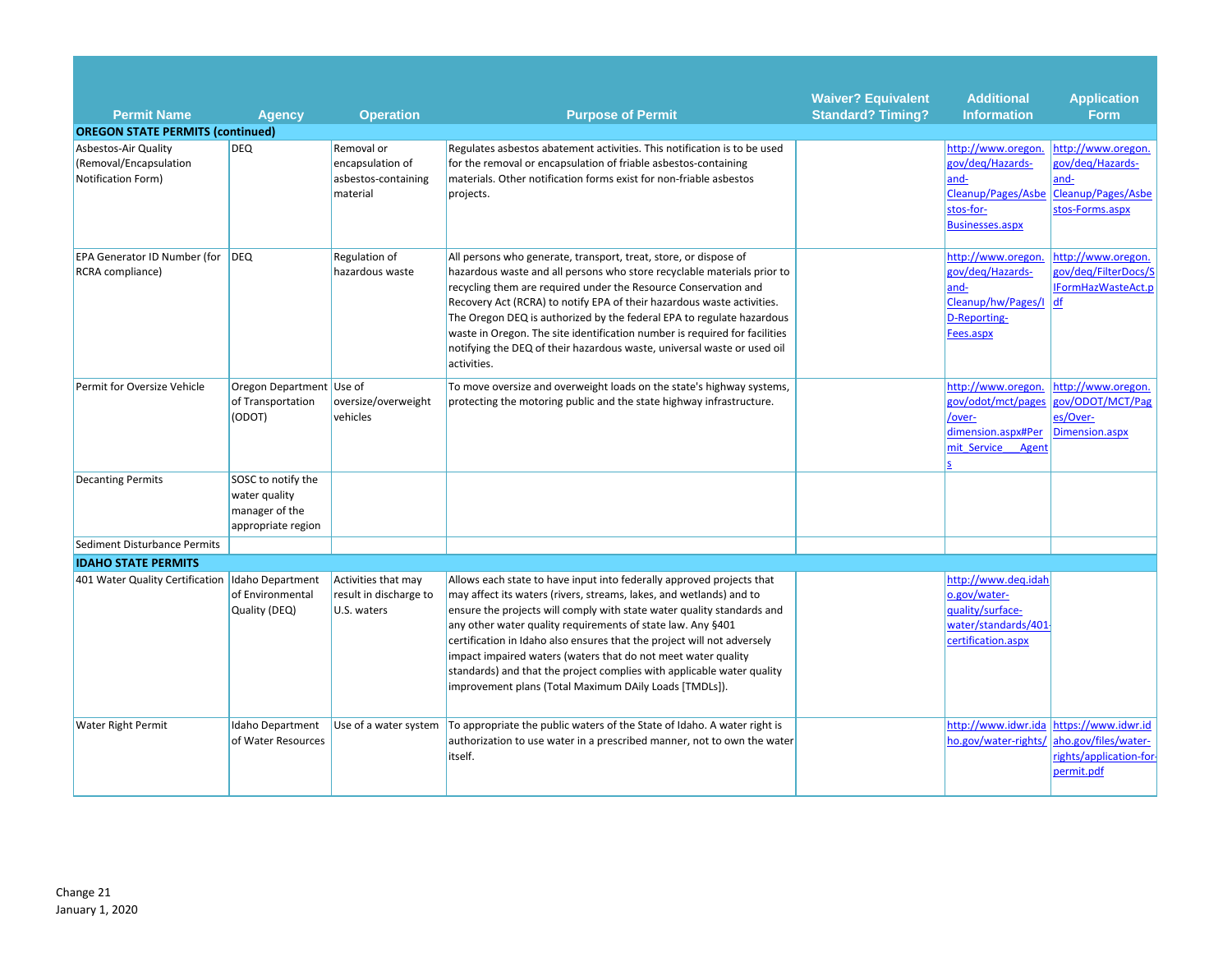| Permit Name | Agency | Operation | Purpose of Permit | Waiver? Equivalent Standard? Timing? | Additional Information | Application Form |
|---|---|---|---|---|---|---|
| **OREGON STATE PERMITS (continued)** | | | | | | |
| Asbestos-Air Quality (Removal/Encapsulation Notification Form) | DEQ | Removal or encapsulation of asbestos-containing material | Regulates asbestos abatement activities. This notification is to be used for the removal or encapsulation of friable asbestos-containing materials. Other notification forms exist for non-friable asbestos projects. | | http://www.oregon.gov/deq/Hazards-and-Cleanup/Pages/Asbestos-for-Businesses.aspx | http://www.oregon.gov/deq/Hazards-and-Cleanup/Pages/Asbestos-Forms.aspx |
| EPA Generator ID Number (for RCRA compliance) | DEQ | Regulation of hazardous waste | All persons who generate, transport, treat, store, or dispose of hazardous waste and all persons who store recyclable materials prior to recycling them are required under the Resource Conservation and Recovery Act (RCRA) to notify EPA of their hazardous waste activities. The Oregon DEQ is authorized by the federal EPA to regulate hazardous waste in Oregon. The site identification number is required for facilities notifying the DEQ of their hazardous waste, universal waste or used oil activities. | | http://www.oregon.gov/deq/Hazards-and-Cleanup/hw/Pages/ID-Reporting-Fees.aspx | http://www.oregon.gov/deq/FilterDocs/SIFormHazWasteAct.pdf |
| Permit for Oversize Vehicle | Oregon Department of Transportation (ODOT) | Use of oversize/overweight vehicles | To move oversize and overweight loads on the state's highway systems, protecting the motoring public and the state highway infrastructure. | | http://www.oregon.gov/odot/mct/pages/over-dimension.aspx#Permit_Service___Agents | http://www.oregon.gov/ODOT/MCT/Pages/Over-Dimension.aspx |
| Decanting Permits | SOSC to notify the water quality manager of the appropriate region | | | | | |
| Sediment Disturbance Permits | | | | | | |
| **IDAHO STATE PERMITS** | | | | | | |
| 401 Water Quality Certification | Idaho Department of Environmental Quality (DEQ) | Activities that may result in discharge to U.S. waters | Allows each state to have input into federally approved projects that may affect its waters (rivers, streams, lakes, and wetlands) and to ensure the projects will comply with state water quality standards and any other water quality requirements of state law. Any §401 certification in Idaho also ensures that the project will not adversely impact impaired waters (waters that do not meet water quality standards) and that the project complies with applicable water quality improvement plans (Total Maximum DAily Loads [TMDLs]). | | http://www.deq.idaho.gov/water-quality/surface-water/standards/401-certification.aspx | |
| Water Right Permit | Idaho Department of Water Resources | Use of a water system | To appropriate the public waters of the State of Idaho. A water right is authorization to use water in a prescribed manner, not to own the water itself. | | http://www.idwr.idaho.gov/water-rights/ | https://www.idwr.idaho.gov/files/water-rights/application-for-permit.pdf |

Change 21
January 1, 2020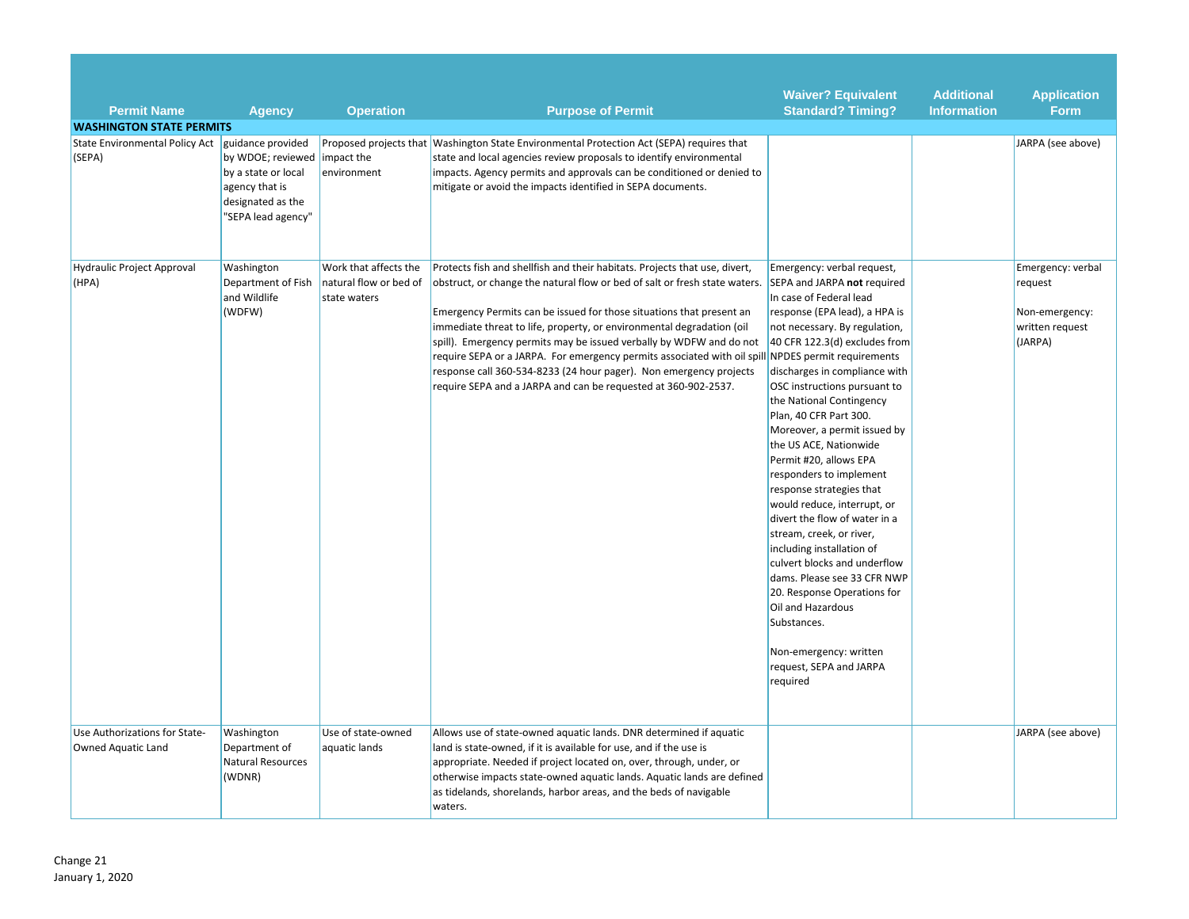| Permit Name | Agency | Operation | Purpose of Permit | Waiver? Equivalent Standard? Timing? | Additional Information | Application Form |
|---|---|---|---|---|---|---|
| **WASHINGTON STATE PERMITS** | | | | | | |
| State Environmental Policy Act (SEPA) | guidance provided by WDOE; reviewed by a state or local agency that is designated as the "SEPA lead agency" | Proposed projects that impact the environment | Washington State Environmental Protection Act (SEPA) requires that state and local agencies review proposals to identify environmental impacts. Agency permits and approvals can be conditioned or denied to mitigate or avoid the impacts identified in SEPA documents. | | | JARPA (see above) |
| Hydraulic Project Approval (HPA) | Washington Department of Fish and Wildlife (WDFW) | Work that affects the natural flow or bed of state waters | Protects fish and shellfish and their habitats. Projects that use, divert, obstruct, or change the natural flow or bed of salt or fresh state waters.<br><br>Emergency Permits can be issued for those situations that present an immediate threat to life, property, or environmental degradation (oil spill). Emergency permits may be issued verbally by WDFW and do not require SEPA or a JARPA. For emergency permits associated with oil spill response call 360-534-8233 (24 hour pager). Non emergency projects require SEPA and a JARPA and can be requested at 360-902-2537. | Emergency: verbal request, SEPA and JARPA **not** required In case of Federal lead response (EPA lead), a HPA is not necessary. By regulation, 40 CFR 122.3(d) excludes from NPDES permit requirements discharges in compliance with OSC instructions pursuant to the National Contingency Plan, 40 CFR Part 300. Moreover, a permit issued by the US ACE, Nationwide Permit #20, allows EPA responders to implement response strategies that would reduce, interrupt, or divert the flow of water in a stream, creek, or river, including installation of culvert blocks and underflow dams. Please see 33 CFR NWP 20. Response Operations for Oil and Hazardous Substances.<br><br>Non-emergency: written request, SEPA and JARPA required | | Emergency: verbal request<br><br>Non-emergency: written request (JARPA) |
| Use Authorizations for State-Owned Aquatic Land | Washington Department of Natural Resources (WDNR) | Use of state-owned aquatic lands | Allows use of state-owned aquatic lands. DNR determined if aquatic land is state-owned, if it is available for use, and if the use is appropriate. Needed if project located on, over, through, under, or otherwise impacts state-owned aquatic lands. Aquatic lands are defined as tidelands, shorelands, harbor areas, and the beds of navigable waters. | | | JARPA (see above) |

Change 21
January 1, 2020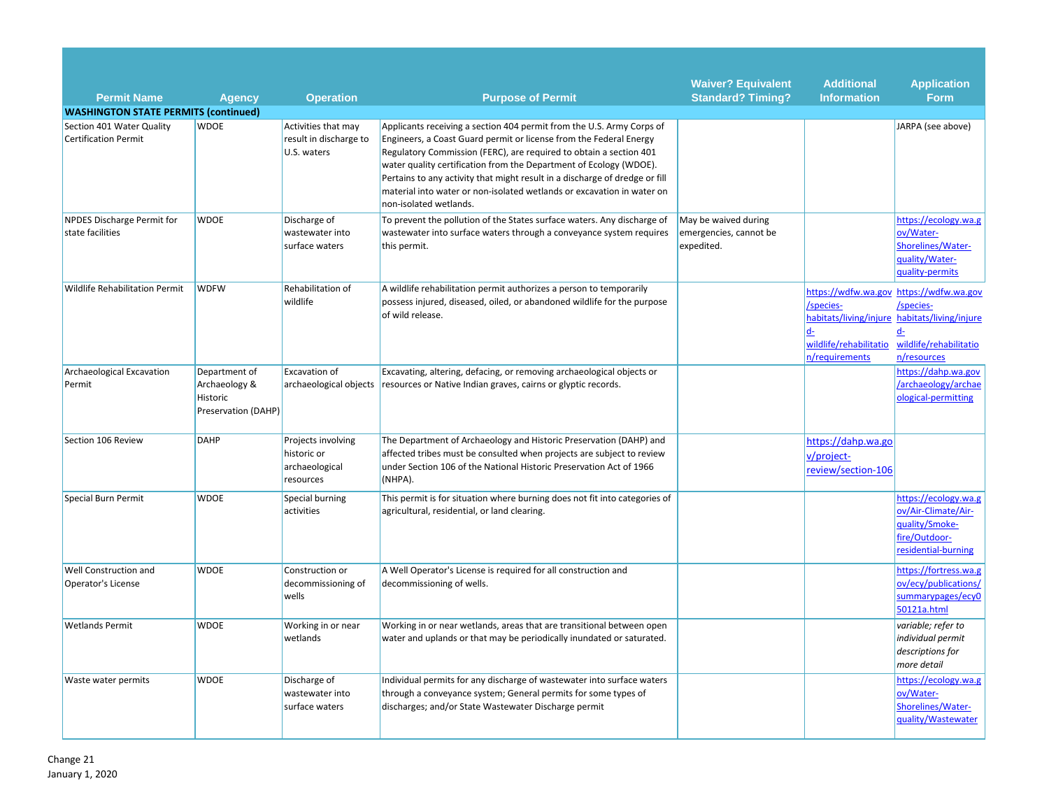| Permit Name | Agency | Operation | Purpose of Permit | Waiver? Equivalent Standard? Timing? | Additional Information | Application Form |
|---|---|---|---|---|---|---|
| **WASHINGTON STATE PERMITS (continued)** | | | | | | |
| Section 401 Water Quality Certification Permit | WDOE | Activities that may result in discharge to U.S. waters | Applicants receiving a section 404 permit from the U.S. Army Corps of Engineers, a Coast Guard permit or license from the Federal Energy Regulatory Commission (FERC), are required to obtain a section 401 water quality certification from the Department of Ecology (WDOE). Pertains to any activity that might result in a discharge of dredge or fill material into water or non-isolated wetlands or excavation in water on non-isolated wetlands. | | | JARPA (see above) |
| NPDES Discharge Permit for state facilities | WDOE | Discharge of wastewater into surface waters | To prevent the pollution of the States surface waters. Any discharge of wastewater into surface waters through a conveyance system requires this permit. | May be waived during emergencies, cannot be expedited. | | https://ecology.wa.gov/Water-Shorelines/Water-quality/Water-quality-permits |
| Wildlife Rehabilitation Permit | WDFW | Rehabilitation of wildlife | A wildlife rehabilitation permit authorizes a person to temporarily possess injured, diseased, oiled, or abandoned wildlife for the purpose of wild release. | | https://wdfw.wa.gov/species-habitats/living/injured-wildlife/rehabilitation/requirements | https://wdfw.wa.gov/species-habitats/living/injured-wildlife/rehabilitation/resources |
| Archaeological Excavation Permit | Department of Archaeology & Historic Preservation (DAHP) | Excavation of archaeological objects | Excavating, altering, defacing, or removing archaeological objects or resources or Native Indian graves, cairns or glyptic records. | | | https://dahp.wa.gov/archaeology/archaeological-permitting |
| Section 106 Review | DAHP | Projects involving historic or archaeological resources | The Department of Archaeology and Historic Preservation (DAHP) and affected tribes must be consulted when projects are subject to review under Section 106 of the National Historic Preservation Act of 1966 (NHPA). | | https://dahp.wa.gov/project-review/section-106 | |
| Special Burn Permit | WDOE | Special burning activities | This permit is for situation where burning does not fit into categories of agricultural, residential, or land clearing. | | | https://ecology.wa.gov/Air-Climate/Air-quality/Smoke-fire/Outdoor-residential-burning |
| Well Construction and Operator's License | WDOE | Construction or decommissioning of wells | A Well Operator's License is required for all construction and decommissioning of wells. | | | https://fortress.wa.gov/ecy/publications/summarypages/ecy050121a.html |
| Wetlands Permit | WDOE | Working in or near wetlands | Working in or near wetlands, areas that are transitional between open water and uplands or that may be periodically inundated or saturated. | | | *variable; refer to individual permit descriptions for more detail* |
| Waste water permits | WDOE | Discharge of wastewater into surface waters | Individual permits for any discharge of wastewater into surface waters through a conveyance system; General permits for some types of discharges; and/or State Wastewater Discharge permit | | | https://ecology.wa.gov/Water-Shorelines/Water-quality/Wastewater |

Change 21
January 1, 2020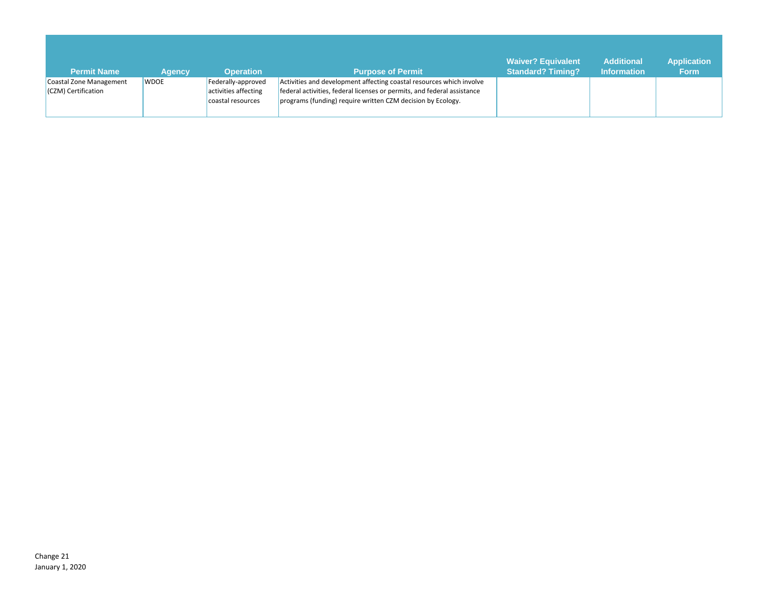| Permit Name | Agency | Operation | Purpose of Permit | Waiver? Equivalent Standard? Timing? | Additional Information | Application Form |
|---|---|---|---|---|---|---|
| Coastal Zone Management (CZM) Certification | WDOE | Federally-approved activities affecting coastal resources | Activities and development affecting coastal resources which involve federal activities, federal licenses or permits, and federal assistance programs (funding) require written CZM decision by Ecology. | | | |

Change 21
January 1, 2020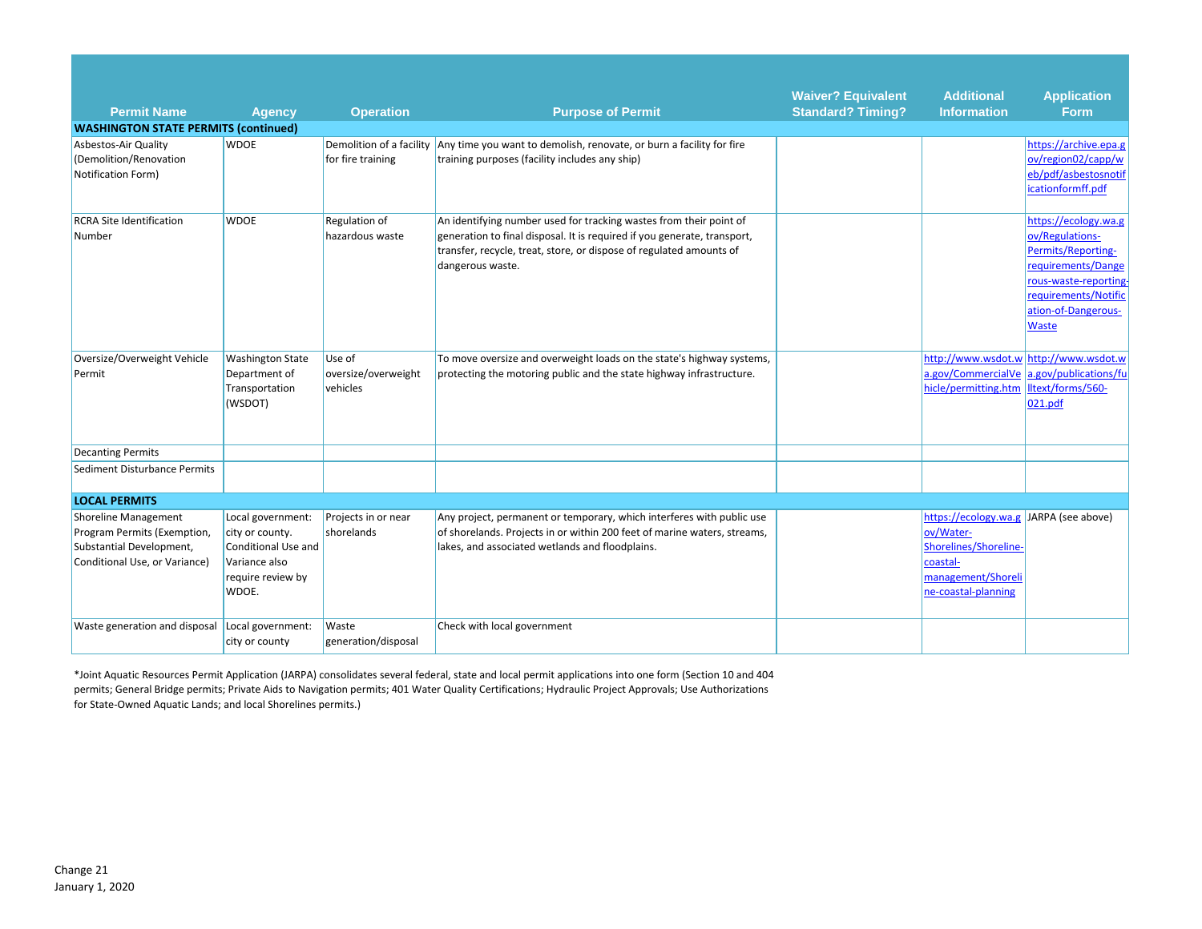| Permit Name | Agency | Operation | Purpose of Permit | Waiver? Equivalent Standard? Timing? | Additional Information | Application Form |
|---|---|---|---|---|---|---|
| **WASHINGTON STATE PERMITS (continued)** | | | | | | |
| Asbestos-Air Quality (Demolition/Renovation Notification Form) | WDOE | Demolition of a facility for fire training | Any time you want to demolish, renovate, or burn a facility for fire training purposes (facility includes any ship) | | | https://archive.epa.gov/region02/capp/web/pdf/asbestosnotificationformff.pdf |
| RCRA Site Identification Number | WDOE | Regulation of hazardous waste | An identifying number used for tracking wastes from their point of generation to final disposal. It is required if you generate, transport, transfer, recycle, treat, store, or dispose of regulated amounts of dangerous waste. | | | https://ecology.wa.gov/Regulations-Permits/Reporting-requirements/Dangerous-waste-reporting-requirements/Notification-of-Dangerous-Waste |
| Oversize/Overweight Vehicle Permit | Washington State Department of Transportation (WSDOT) | Use of oversize/overweight vehicles | To move oversize and overweight loads on the state's highway systems, protecting the motoring public and the state highway infrastructure. | | http://www.wsdot.wa.gov/CommercialVehicle/permitting.htm | http://www.wsdot.wa.gov/publications/fulltext/forms/560-021.pdf |
| Decanting Permits | | | | | | |
| Sediment Disturbance Permits | | | | | | |
| **LOCAL PERMITS** | | | | | | |
| Shoreline Management Program Permits (Exemption, Substantial Development, Conditional Use, or Variance) | Local government: city or county. Conditional Use and Variance also require review by WDOE. | Projects in or near shorelands | Any project, permanent or temporary, which interferes with public use of shorelands. Projects in or within 200 feet of marine waters, streams, lakes, and associated wetlands and floodplains. | | https://ecology.wa.gov/Water-Shorelines/Shoreline-coastal-management/Shoreline-coastal-planning | JARPA (see above) |
| Waste generation and disposal | Local government: city or county | Waste generation/disposal | Check with local government | | | |

*Joint Aquatic Resources Permit Application (JARPA) consolidates several federal, state and local permit applications into one form (Section 10 and 404 permits; General Bridge permits; Private Aids to Navigation permits; 401 Water Quality Certifications; Hydraulic Project Approvals; Use Authorizations for State-Owned Aquatic Lands; and local Shorelines permits.)

Change 21
January 1, 2020